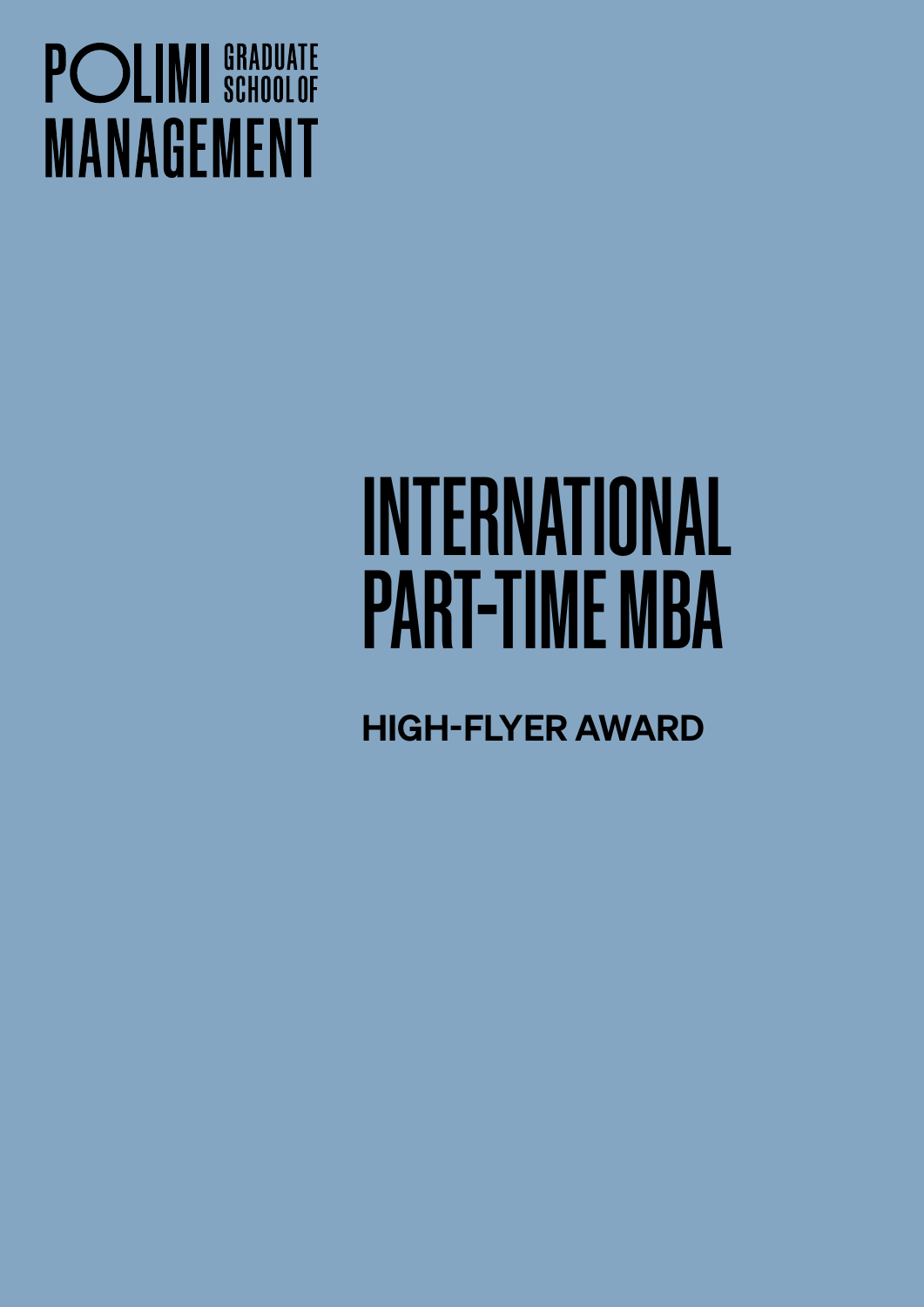POLIMI GRADUATE SCHOOL OF MANAGEMENT

# INTERNATIONAL PART-TIME MBA

## HIGH-FLYER AWARD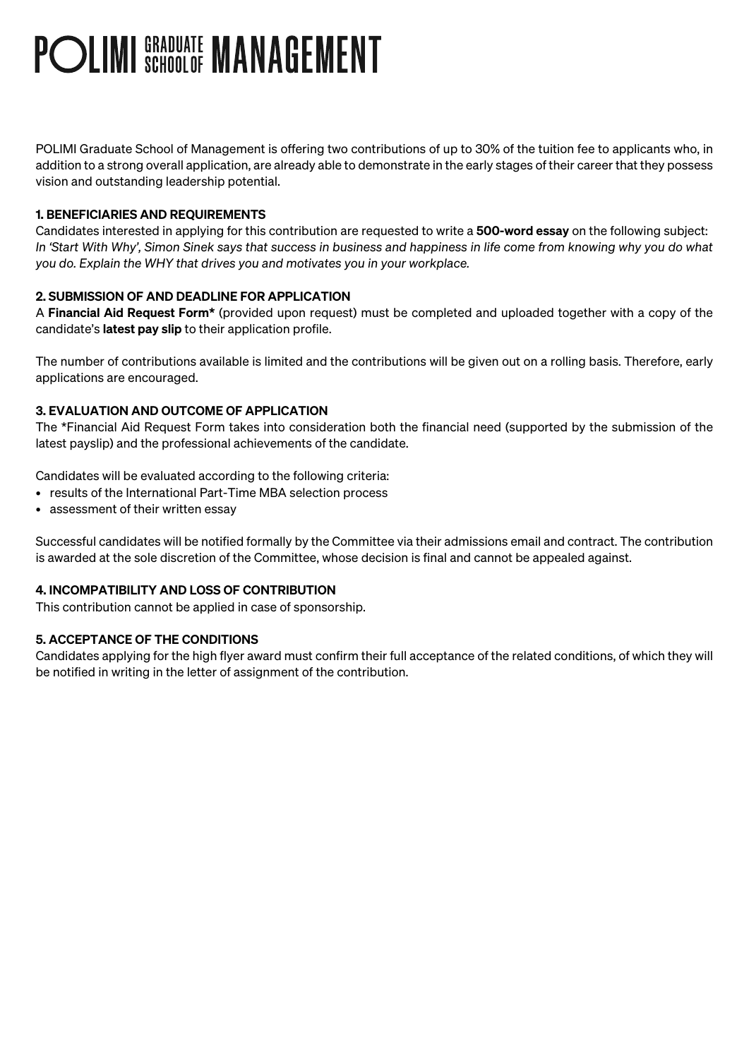# POLIMI GRADUATE SCHOOL OF MANAGEMENT

POLIMI Graduate School of Management is offering two contributions of up to 30% of the tuition fee to applicants who, in addition to a strong overall application, are already able to demonstrate in the early stages of their career that they possess vision and outstanding leadership potential.

## 1. BENEFICIARIES AND REQUIREMENTS

Candidates interested in applying for this contribution are requested to write a **500-word essay** on the following subject: *In 'Start With Why', Simon Sinek says that success in business and happiness in life come from knowing why you do what you do. Explain the WHY that drives you and motivates you in your workplace.*

## 2. SUBMISSION OF AND DEADLINE FOR APPLICATION

A **Financial Aid Request Form*** (provided upon request) must be completed and uploaded together with a copy of the candidate's **latest pay slip** to their application profile.

The number of contributions available is limited and the contributions will be given out on a rolling basis. Therefore, early applications are encouraged.

## 3. EVALUATION AND OUTCOME OF APPLICATION

The *Financial Aid Request Form takes into consideration both the financial need (supported by the submission of the latest payslip) and the professional achievements of the candidate.

Candidates will be evaluated according to the following criteria:

- results of the International Part-Time MBA selection process
- assessment of their written essay

Successful candidates will be notified formally by the Committee via their admissions email and contract. The contribution is awarded at the sole discretion of the Committee, whose decision is final and cannot be appealed against.

## 4. INCOMPATIBILITY AND LOSS OF CONTRIBUTION

This contribution cannot be applied in case of sponsorship.

## 5. ACCEPTANCE OF THE CONDITIONS

Candidates applying for the high flyer award must confirm their full acceptance of the related conditions, of which they will be notified in writing in the letter of assignment of the contribution.